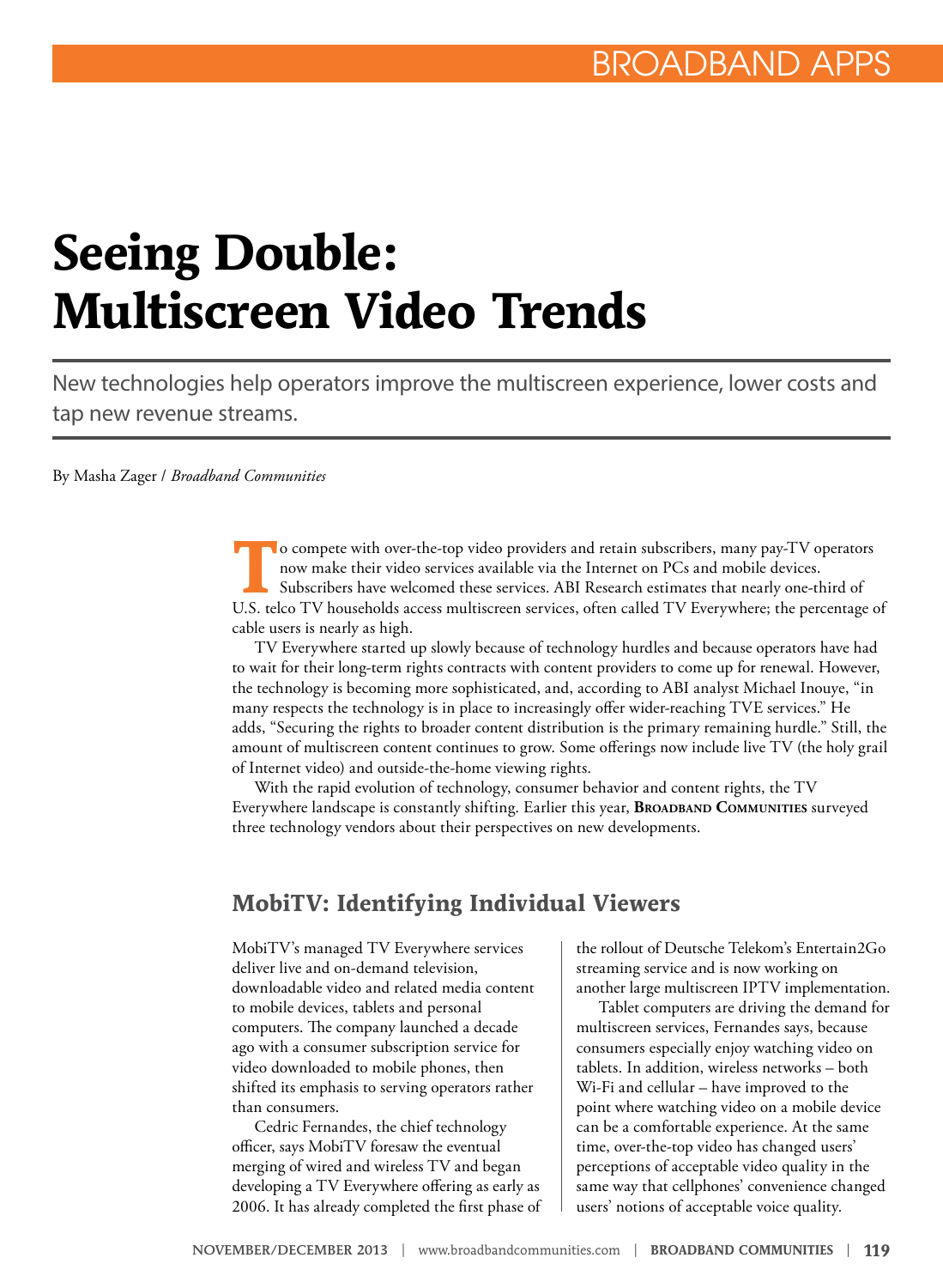# Seeing Double: Multiscreen Video Trends

New technologies help operators improve the multiscreen experience, lower costs and tap new revenue streams.

By Masha Zager / *Broadband Communities*

To compete with over-the-top video providers and retain subscribers, many pay-TV operators now make their video services available via the Internet on PCs and mobile devices. Subscribers have welcomed these services. ABI Research estimates that nearly one-third of U.S. telco TV households access multiscreen services, often called TV Everywhere; the percentage of cable users is nearly as high.

TV Everywhere started up slowly because of technology hurdles and because operators have had to wait for their long-term rights contracts with content providers to come up for renewal. However, the technology is becoming more sophisticated, and, according to ABI analyst Michael Inouye, "in many respects the technology is in place to increasingly offer wider-reaching TVE services." He adds, "Securing the rights to broader content distribution is the primary remaining hurdle." Still, the amount of multiscreen content continues to grow. Some offerings now include live TV (the holy grail of Internet video) and outside-the-home viewing rights.

With the rapid evolution of technology, consumer behavior and content rights, the TV Everywhere landscape is constantly shifting. Earlier this year, **Broadband Communities** surveyed three technology vendors about their perspectives on new developments.

## MobiTV: Identifying Individual Viewers

MobiTV's managed TV Everywhere services deliver live and on-demand television, downloadable video and related media content to mobile devices, tablets and personal computers. The company launched a decade ago with a consumer subscription service for video downloaded to mobile phones, then shifted its emphasis to serving operators rather than consumers.

Cedric Fernandes, the chief technology officer, says MobiTV foresaw the eventual merging of wired and wireless TV and began developing a TV Everywhere offering as early as 2006. It has already completed the first phase of the rollout of Deutsche Telekom's Entertain2Go streaming service and is now working on another large multiscreen IPTV implementation.

Tablet computers are driving the demand for multiscreen services, Fernandes says, because consumers especially enjoy watching video on tablets. In addition, wireless networks – both Wi-Fi and cellular – have improved to the point where watching video on a mobile device can be a comfortable experience. At the same time, over-the-top video has changed users' perceptions of acceptable video quality in the same way that cellphones' convenience changed users' notions of acceptable voice quality.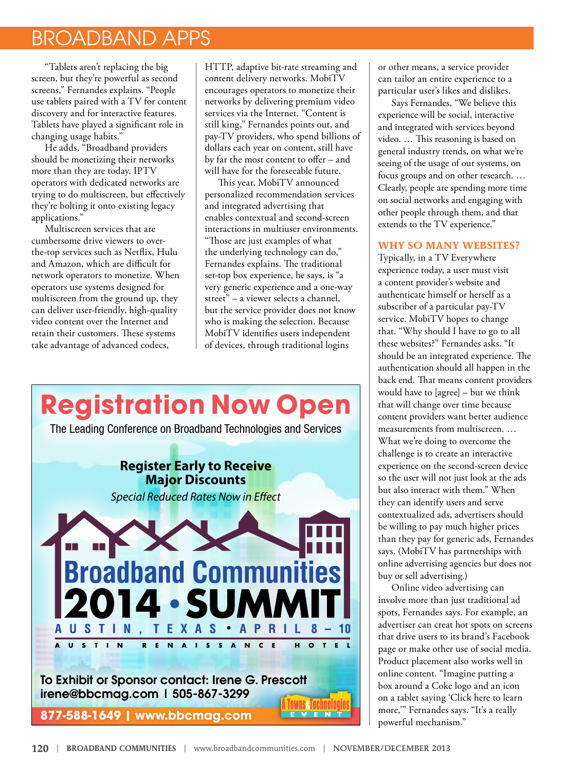"Tablets aren't replacing the big screen, but they're powerful as second screens," Fernandes explains. "People use tablets paired with a TV for content discovery and for interactive features. Tablets have played a significant role in changing usage habits."

He adds, "Broadband providers should be monetizing their networks more than they are today. IPTV operators with dedicated networks are trying to do multiscreen, but effectively they're bolting it onto existing legacy applications."

Multiscreen services that are cumbersome drive viewers to over-the-top services such as Netflix, Hulu and Amazon, which are difficult for network operators to monetize. When operators use systems designed for multiscreen from the ground up, they can deliver user-friendly, high-quality video content over the Internet and retain their customers. These systems take advantage of advanced codecs, HTTP, adaptive bit-rate streaming and content delivery networks. MobiTV encourages operators to monetize their networks by delivering premium video services via the Internet. "Content is still king," Fernandes points out, and pay-TV providers, who spend billions of dollars each year on content, still have by far the most content to offer – and will have for the foreseeable future.

This year, MobiTV announced personalized recommendation services and integrated advertising that enables contextual and second-screen interactions in multiuser environments. "Those are just examples of what the underlying technology can do," Fernandes explains. The traditional set-top box experience, he says, is "a very generic experience and a one-way street" – a viewer selects a channel, but the service provider does not know who is making the selection. Because MobiTV identifies users independent of devices, through traditional logins or other means, a service provider can tailor an entire experience to a particular user's likes and dislikes.

Says Fernandes, "We believe this experience will be social, interactive and integrated with services beyond video. … This reasoning is based on general industry trends, on what we're seeing of the usage of our systems, on focus groups and on other research. … Clearly, people are spending more time on social networks and engaging with other people through them, and that extends to the TV experience."

### WHY SO MANY WEBSITES?

Typically, in a TV Everywhere experience today, a user must visit a content provider's website and authenticate himself or herself as a subscriber of a particular pay-TV service. MobiTV hopes to change that. "Why should I have to go to all these websites?" Fernandes asks. "It should be an integrated experience. The authentication should all happen in the back end. That means content providers would have to [agree] – but we think that will change over time because content providers want better audience measurements from multiscreen. … What we're doing to overcome the challenge is to create an interactive experience on the second-screen device so the user will not just look at the ads but also interact with them." When they can identify users and serve contextualized ads, advertisers should be willing to pay much higher prices than they pay for generic ads, Fernandes says. (MobiTV has partnerships with online advertising agencies but does not buy or sell advertising.)

Online video advertising can involve more than just traditional ad spots, Fernandes says. For example, an advertiser can creat hot spots on screens that drive users to its brand's Facebook page or make other use of social media. Product placement also works well in online content. "Imagine putting a box around a Coke logo and an icon on a tablet saying 'Click here to learn more,'" Fernandes says. "It's a really powerful mechanism."

---

**Registration Now Open**

The Leading Conference on Broadband Technologies and Services

**Register Early to Receive Major Discounts**

*Special Reduced Rates Now in Effect*

**Broadband Communities 2014 • SUMMIT**

AUSTIN, TEXAS • APRIL 8 – 10

AUSTIN RENAISSANCE HOTEL

**To Exhibit or Sponsor contact: Irene G. Prescott**
**irene@bbcmag.com | 505-867-3299**

**877-588-1649 | www.bbcmag.com**

A Towns & Technologies EVENT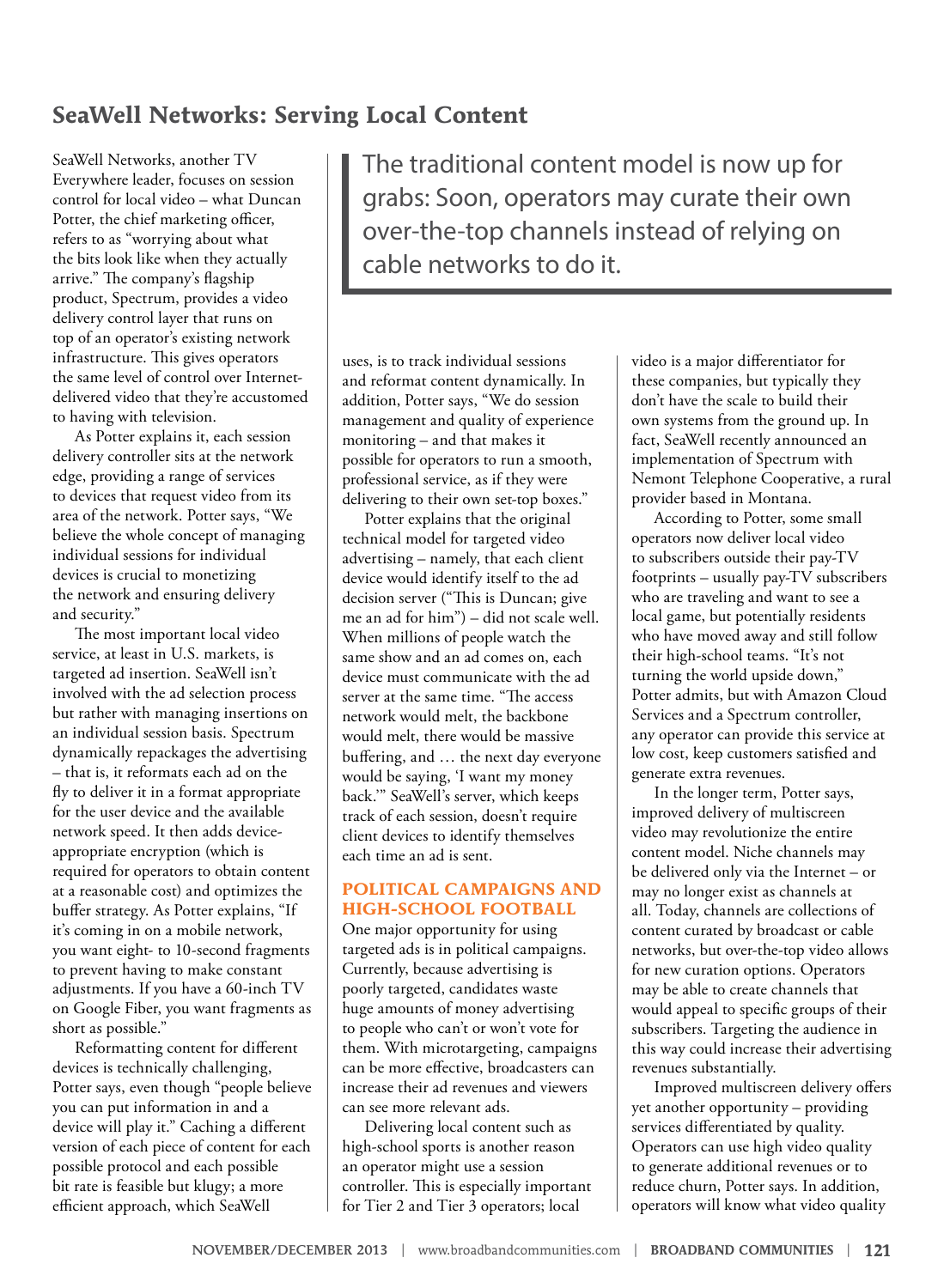## SeaWell Networks: Serving Local Content

SeaWell Networks, another TV Everywhere leader, focuses on session control for local video – what Duncan Potter, the chief marketing officer, refers to as "worrying about what the bits look like when they actually arrive." The company's flagship product, Spectrum, provides a video delivery control layer that runs on top of an operator's existing network infrastructure. This gives operators the same level of control over Internet-delivered video that they're accustomed to having with television.

As Potter explains it, each session delivery controller sits at the network edge, providing a range of services to devices that request video from its area of the network. Potter says, "We believe the whole concept of managing individual sessions for individual devices is crucial to monetizing the network and ensuring delivery and security."

The most important local video service, at least in U.S. markets, is targeted ad insertion. SeaWell isn't involved with the ad selection process but rather with managing insertions on an individual session basis. Spectrum dynamically repackages the advertising – that is, it reformats each ad on the fly to deliver it in a format appropriate for the user device and the available network speed. It then adds device-appropriate encryption (which is required for operators to obtain content at a reasonable cost) and optimizes the buffer strategy. As Potter explains, "If it's coming in on a mobile network, you want eight- to 10-second fragments to prevent having to make constant adjustments. If you have a 60-inch TV on Google Fiber, you want fragments as short as possible."

Reformatting content for different devices is technically challenging, Potter says, even though "people believe you can put information in and a device will play it." Caching a different version of each piece of content for each possible protocol and each possible bit rate is feasible but klugy; a more efficient approach, which SeaWell uses, is to track individual sessions and reformat content dynamically. In addition, Potter says, "We do session management and quality of experience monitoring – and that makes it possible for operators to run a smooth, professional service, as if they were delivering to their own set-top boxes."

> The traditional content model is now up for grabs: Soon, operators may curate their own over-the-top channels instead of relying on cable networks to do it.

Potter explains that the original technical model for targeted video advertising – namely, that each client device would identify itself to the ad decision server ("This is Duncan; give me an ad for him") – did not scale well. When millions of people watch the same show and an ad comes on, each device must communicate with the ad server at the same time. "The access network would melt, the backbone would melt, there would be massive buffering, and … the next day everyone would be saying, 'I want my money back.'" SeaWell's server, which keeps track of each session, doesn't require client devices to identify themselves each time an ad is sent.

### POLITICAL CAMPAIGNS AND HIGH-SCHOOL FOOTBALL

One major opportunity for using targeted ads is in political campaigns. Currently, because advertising is poorly targeted, candidates waste huge amounts of money advertising to people who can't or won't vote for them. With microtargeting, campaigns can be more effective, broadcasters can increase their ad revenues and viewers can see more relevant ads.

Delivering local content such as high-school sports is another reason an operator might use a session controller. This is especially important for Tier 2 and Tier 3 operators; local video is a major differentiator for these companies, but typically they don't have the scale to build their own systems from the ground up. In fact, SeaWell recently announced an implementation of Spectrum with Nemont Telephone Cooperative, a rural provider based in Montana.

According to Potter, some small operators now deliver local video to subscribers outside their pay-TV footprints – usually pay-TV subscribers who are traveling and want to see a local game, but potentially residents who have moved away and still follow their high-school teams. "It's not turning the world upside down," Potter admits, but with Amazon Cloud Services and a Spectrum controller, any operator can provide this service at low cost, keep customers satisfied and generate extra revenues.

In the longer term, Potter says, improved delivery of multiscreen video may revolutionize the entire content model. Niche channels may be delivered only via the Internet – or may no longer exist as channels at all. Today, channels are collections of content curated by broadcast or cable networks, but over-the-top video allows for new curation options. Operators may be able to create channels that would appeal to specific groups of their subscribers. Targeting the audience in this way could increase their advertising revenues substantially.

Improved multiscreen delivery offers yet another opportunity – providing services differentiated by quality. Operators can use high video quality to generate additional revenues or to reduce churn, Potter says. In addition, operators will know what video quality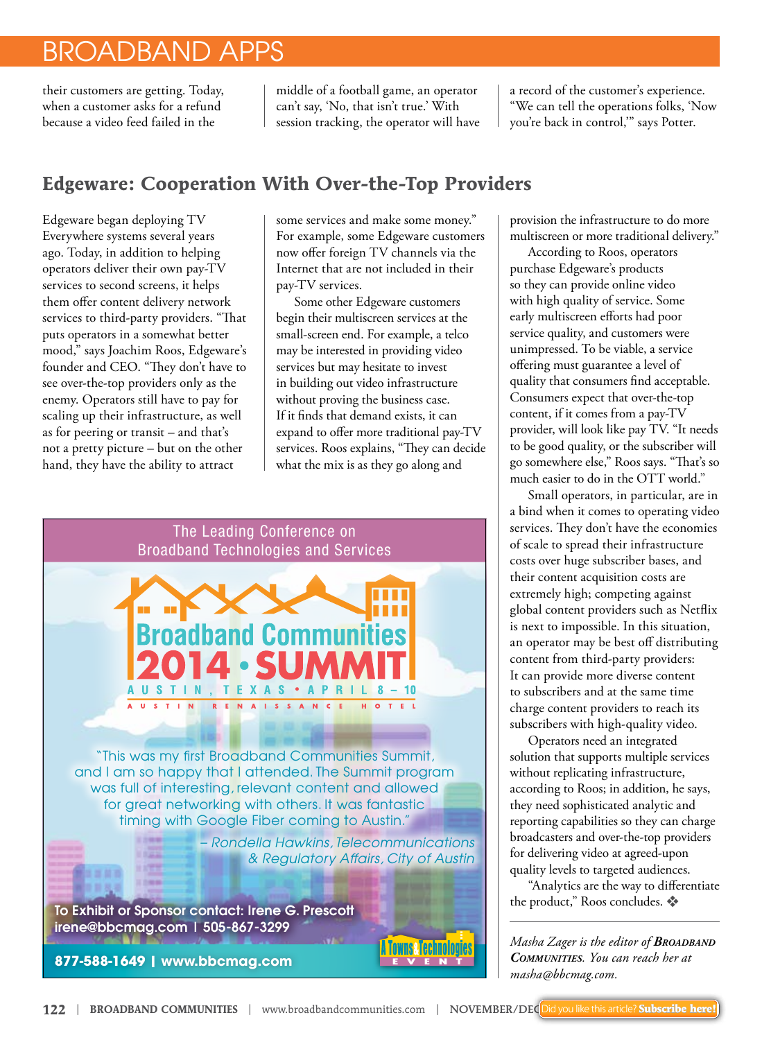their customers are getting. Today, when a customer asks for a refund because a video feed failed in the middle of a football game, an operator can't say, 'No, that isn't true.' With session tracking, the operator will have a record of the customer's experience. "We can tell the operations folks, 'Now you're back in control,'" says Potter.

## Edgeware: Cooperation With Over-the-Top Providers

Edgeware began deploying TV Everywhere systems several years ago. Today, in addition to helping operators deliver their own pay-TV services to second screens, it helps them offer content delivery network services to third-party providers. "That puts operators in a somewhat better mood," says Joachim Roos, Edgeware's founder and CEO. "They don't have to see over-the-top providers only as the enemy. Operators still have to pay for scaling up their infrastructure, as well as for peering or transit – and that's not a pretty picture – but on the other hand, they have the ability to attract some services and make some money." For example, some Edgeware customers now offer foreign TV channels via the Internet that are not included in their pay-TV services.

Some other Edgeware customers begin their multiscreen services at the small-screen end. For example, a telco may be interested in providing video services but may hesitate to invest in building out video infrastructure without proving the business case. If it finds that demand exists, it can expand to offer more traditional pay-TV services. Roos explains, "They can decide what the mix is as they go along and provision the infrastructure to do more multiscreen or more traditional delivery."

According to Roos, operators purchase Edgeware's products so they can provide online video with high quality of service. Some early multiscreen efforts had poor service quality, and customers were unimpressed. To be viable, a service offering must guarantee a level of quality that consumers find acceptable. Consumers expect that over-the-top content, if it comes from a pay-TV provider, will look like pay TV. "It needs to be good quality, or the subscriber will go somewhere else," Roos says. "That's so much easier to do in the OTT world."

Small operators, in particular, are in a bind when it comes to operating video services. They don't have the economies of scale to spread their infrastructure costs over huge subscriber bases, and their content acquisition costs are extremely high; competing against global content providers such as Netflix is next to impossible. In this situation, an operator may be best off distributing content from third-party providers: It can provide more diverse content to subscribers and at the same time charge content providers to reach its subscribers with high-quality video.

Operators need an integrated solution that supports multiple services without replicating infrastructure, according to Roos; in addition, he says, they need sophisticated analytic and reporting capabilities so they can charge broadcasters and over-the-top providers for delivering video at agreed-upon quality levels to targeted audiences.

"Analytics are the way to differentiate the product," Roos concludes. ❖

---

*Masha Zager is the editor of* ***Broadband Communities****. You can reach her at masha@bbcmag.com.*

---

The Leading Conference on Broadband Technologies and Services

**Broadband Communities 2014 • SUMMIT**

AUSTIN, TEXAS • APRIL 8 – 10

AUSTIN RENAISSANCE HOTEL

"This was my first Broadband Communities Summit, and I am so happy that I attended. The Summit program was full of interesting, relevant content and allowed for great networking with others. It was fantastic timing with Google Fiber coming to Austin."

– *Rondella Hawkins, Telecommunications & Regulatory Affairs, City of Austin*

**To Exhibit or Sponsor contact: Irene G. Prescott**
**irene@bbcmag.com | 505-867-3299**

**877-588-1649 | www.bbcmag.com**

A Towns & Technologies EVENT

Did you like this article? **Subscribe here!**